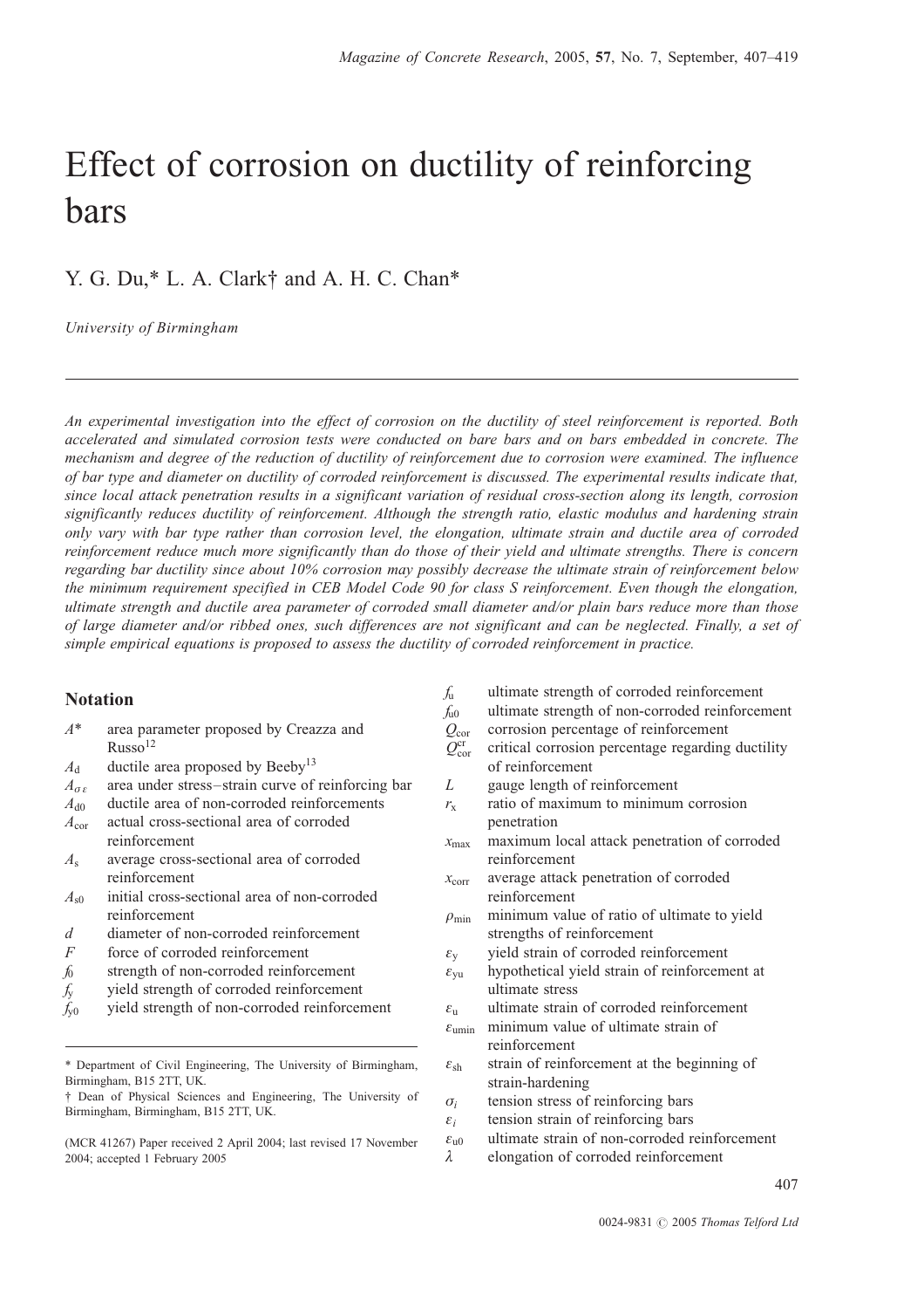# Effect of corrosion on ductility of reinforcing bars

Y. G. Du,* L. A. Clark† and A. H. C. Chan*

*University of Birmingham*

---

*An experimental investigation into the effect of corrosion on the ductility of steel reinforcement is reported. Both accelerated and simulated corrosion tests were conducted on bare bars and on bars embedded in concrete. The mechanism and degree of the reduction of ductility of reinforcement due to corrosion were examined. The influence of bar type and diameter on ductility of corroded reinforcement is discussed. The experimental results indicate that, since local attack penetration results in a significant variation of residual cross-section along its length, corrosion significantly reduces ductility of reinforcement. Although the strength ratio, elastic modulus and hardening strain only vary with bar type rather than corrosion level, the elongation, ultimate strain and ductile area of corroded reinforcement reduce much more significantly than do those of their yield and ultimate strengths. There is concern regarding bar ductility since about 10% corrosion may possibly decrease the ultimate strain of reinforcement below the minimum requirement specified in CEB Model Code 90 for class S reinforcement. Even though the elongation, ultimate strength and ductile area parameter of corroded small diameter and/or plain bars reduce more than those of large diameter and/or ribbed ones, such differences are not significant and can be neglected. Finally, a set of simple empirical equations is proposed to assess the ductility of corroded reinforcement in practice.*

## Notation

| | |
|---|---|
| $A^*$ | area parameter proposed by Creazza and Russo[12] |
| $A_d$ | ductile area proposed by Beeby[13] |
| $A_{\sigma\varepsilon}$ | area under stress–strain curve of reinforcing bar |
| $A_{d0}$ | ductile area of non-corroded reinforcements |
| $A_{cor}$ | actual cross-sectional area of corroded reinforcement |
| $A_s$ | average cross-sectional area of corroded reinforcement |
| $A_{s0}$ | initial cross-sectional area of non-corroded reinforcement |
| $d$ | diameter of non-corroded reinforcement |
| $F$ | force of corroded reinforcement |
| $f_0$ | strength of non-corroded reinforcement |
| $f_y$ | yield strength of corroded reinforcement |
| $f_{y0}$ | yield strength of non-corroded reinforcement |
| $f_u$ | ultimate strength of corroded reinforcement |
| $f_{u0}$ | ultimate strength of non-corroded reinforcement |
| $Q_{cor}$ | corrosion percentage of reinforcement |
| $Q_{cor}^{cr}$ | critical corrosion percentage regarding ductility of reinforcement |
| $L$ | gauge length of reinforcement |
| $r_x$ | ratio of maximum to minimum corrosion penetration |
| $x_{max}$ | maximum local attack penetration of corroded reinforcement |
| $x_{corr}$ | average attack penetration of corroded reinforcement |
| $\rho_{min}$ | minimum value of ratio of ultimate to yield strengths of reinforcement |
| $\varepsilon_y$ | yield strain of corroded reinforcement |
| $\varepsilon_{yu}$ | hypothetical yield strain of reinforcement at ultimate stress |
| $\varepsilon_u$ | ultimate strain of corroded reinforcement |
| $\varepsilon_{umin}$ | minimum value of ultimate strain of reinforcement |
| $\varepsilon_{sh}$ | strain of reinforcement at the beginning of strain-hardening |
| $\sigma_i$ | tension stress of reinforcing bars |
| $\varepsilon_i$ | tension strain of reinforcing bars |
| $\varepsilon_{u0}$ | ultimate strain of non-corroded reinforcement |
| $\lambda$ | elongation of corroded reinforcement |

---

\* Department of Civil Engineering, The University of Birmingham, Birmingham, B15 2TT, UK.

† Dean of Physical Sciences and Engineering, The University of Birmingham, Birmingham, B15 2TT, UK.

(MCR 41267) Paper received 2 April 2004; last revised 17 November 2004; accepted 1 February 2005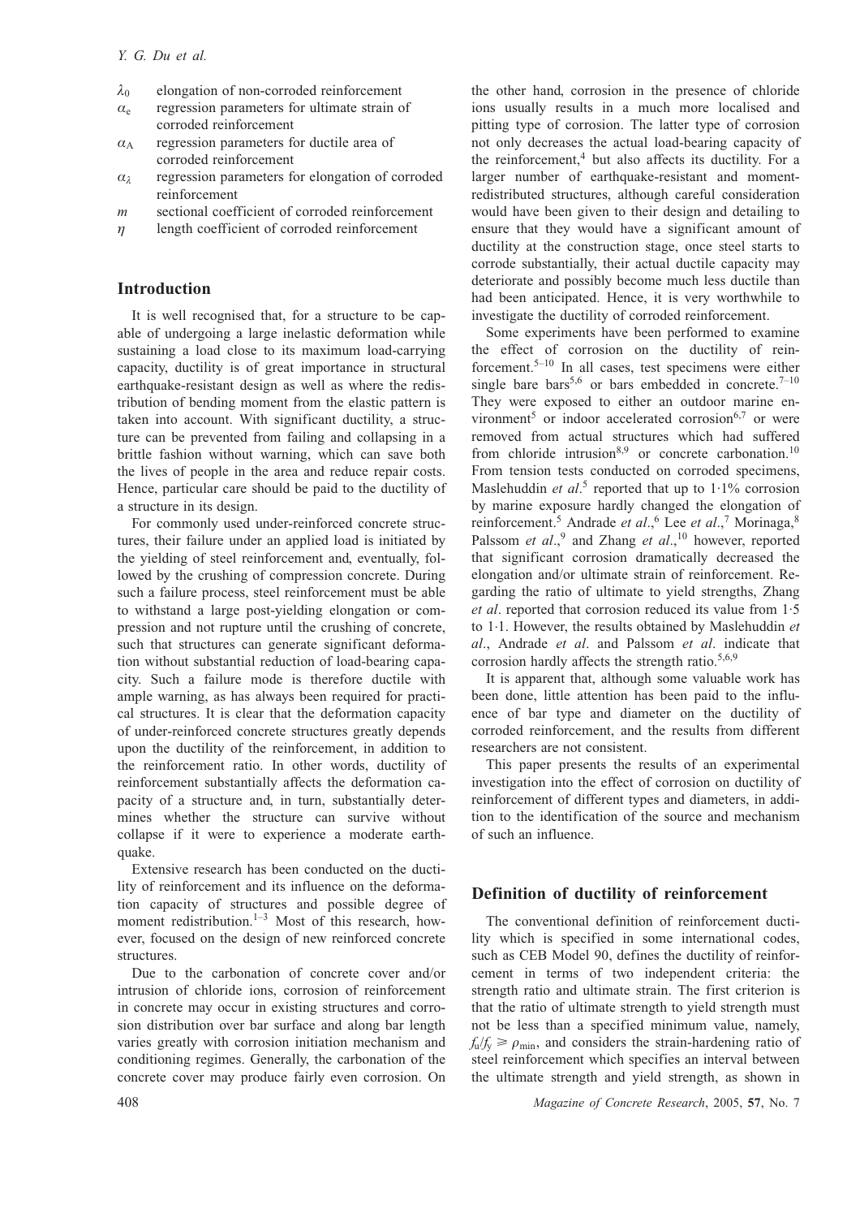$\lambda_0$ elongation of non-corroded reinforcement
$\alpha_e$ regression parameters for ultimate strain of corroded reinforcement
$\alpha_A$ regression parameters for ductile area of corroded reinforcement
$\alpha_\lambda$ regression parameters for elongation of corroded reinforcement
$m$ sectional coefficient of corroded reinforcement
$\eta$ length coefficient of corroded reinforcement

## Introduction

It is well recognised that, for a structure to be capable of undergoing a large inelastic deformation while sustaining a load close to its maximum load-carrying capacity, ductility is of great importance in structural earthquake-resistant design as well as where the redistribution of bending moment from the elastic pattern is taken into account. With significant ductility, a structure can be prevented from failing and collapsing in a brittle fashion without warning, which can save both the lives of people in the area and reduce repair costs. Hence, particular care should be paid to the ductility of a structure in its design.

For commonly used under-reinforced concrete structures, their failure under an applied load is initiated by the yielding of steel reinforcement and, eventually, followed by the crushing of compression concrete. During such a failure process, steel reinforcement must be able to withstand a large post-yielding elongation or compression and not rupture until the crushing of concrete, such that structures can generate significant deformation without substantial reduction of load-bearing capacity. Such a failure mode is therefore ductile with ample warning, as has always been required for practical structures. It is clear that the deformation capacity of under-reinforced concrete structures greatly depends upon the ductility of the reinforcement, in addition to the reinforcement ratio. In other words, ductility of reinforcement substantially affects the deformation capacity of a structure and, in turn, substantially determines whether the structure can survive without collapse if it were to experience a moderate earthquake.

Extensive research has been conducted on the ductility of reinforcement and its influence on the deformation capacity of structures and possible degree of moment redistribution.[1–3] Most of this research, however, focused on the design of new reinforced concrete structures.

Due to the carbonation of concrete cover and/or intrusion of chloride ions, corrosion of reinforcement in concrete may occur in existing structures and corrosion distribution over bar surface and along bar length varies greatly with corrosion initiation mechanism and conditioning regimes. Generally, the carbonation of the concrete cover may produce fairly even corrosion. On the other hand, corrosion in the presence of chloride ions usually results in a much more localised and pitting type of corrosion. The latter type of corrosion not only decreases the actual load-bearing capacity of the reinforcement,[4] but also affects its ductility. For a larger number of earthquake-resistant and moment-redistributed structures, although careful consideration would have been given to their design and detailing to ensure that they would have a significant amount of ductility at the construction stage, once steel starts to corrode substantially, their actual ductile capacity may deteriorate and possibly become much less ductile than had been anticipated. Hence, it is very worthwhile to investigate the ductility of corroded reinforcement.

Some experiments have been performed to examine the effect of corrosion on the ductility of reinforcement.[5–10] In all cases, test specimens were either single bare bars[5,6] or bars embedded in concrete.[7–10] They were exposed to either an outdoor marine environment[5] or indoor accelerated corrosion[6,7] or were removed from actual structures which had suffered from chloride intrusion[8,9] or concrete carbonation.[10] From tension tests conducted on corroded specimens, Maslehuddin *et al*.[5] reported that up to 1·1% corrosion by marine exposure hardly changed the elongation of reinforcement.[5] Andrade *et al*.,[6] Lee *et al*.,[7] Morinaga,[8] Palsson *et al*.,[9] and Zhang *et al*.,[10] however, reported that significant corrosion dramatically decreased the elongation and/or ultimate strain of reinforcement. Regarding the ratio of ultimate to yield strengths, Zhang *et al*. reported that corrosion reduced its value from 1·5 to 1·1. However, the results obtained by Maslehuddin *et al*., Andrade *et al*. and Palsson *et al*. indicate that corrosion hardly affects the strength ratio.[5,6,9]

It is apparent that, although some valuable work has been done, little attention has been paid to the influence of bar type and diameter on the ductility of corroded reinforcement, and the results from different researchers are not consistent.

This paper presents the results of an experimental investigation into the effect of corrosion on ductility of reinforcement of different types and diameters, in addition to the identification of the source and mechanism of such an influence.

## Definition of ductility of reinforcement

The conventional definition of reinforcement ductility which is specified in some international codes, such as CEB Model 90, defines the ductility of reinforcement in terms of two independent criteria: the strength ratio and ultimate strain. The first criterion is that the ratio of ultimate strength to yield strength must not be less than a specified minimum value, namely, $f_u/f_y \geqslant \rho_{min}$, and considers the strain-hardening ratio of steel reinforcement which specifies an interval between the ultimate strength and yield strength, as shown in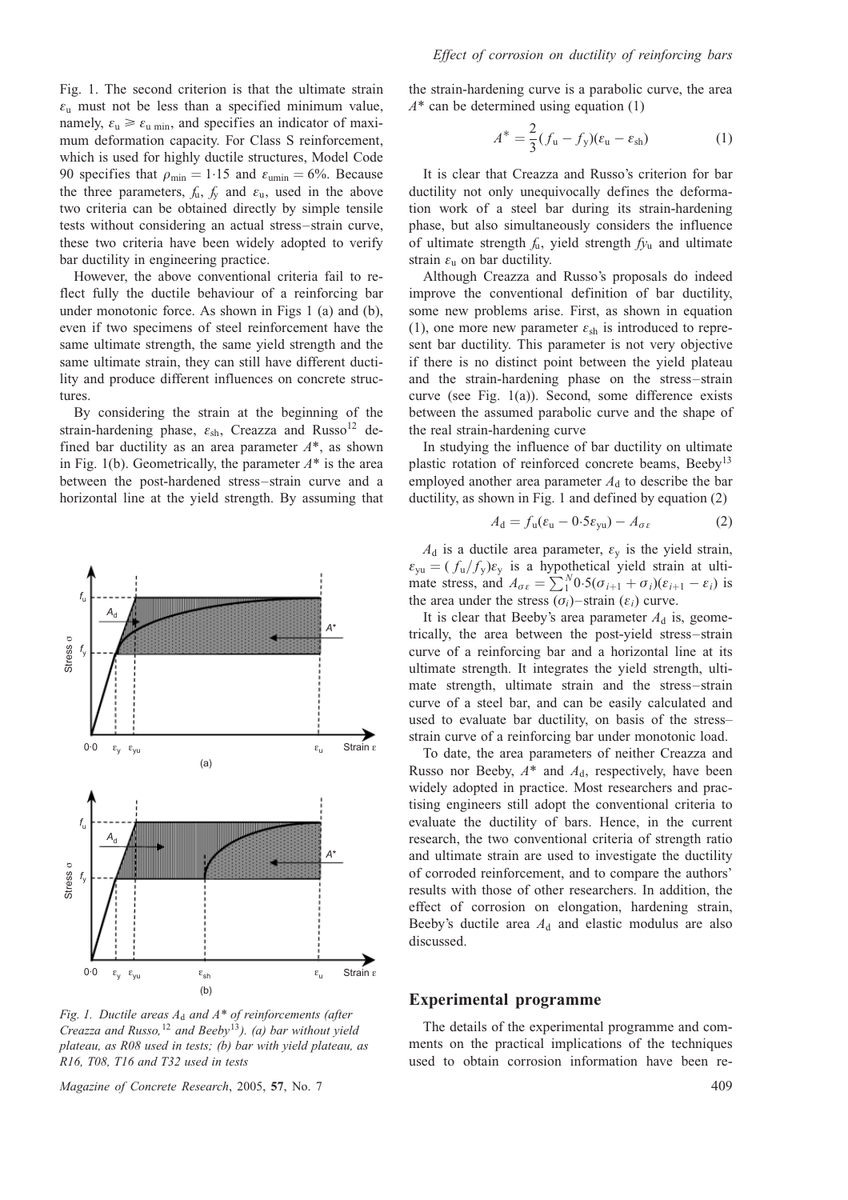Fig. 1. The second criterion is that the ultimate strain $\varepsilon_u$ must not be less than a specified minimum value, namely, $\varepsilon_u \geqslant \varepsilon_{u\,min}$, and specifies an indicator of maximum deformation capacity. For Class S reinforcement, which is used for highly ductile structures, Model Code 90 specifies that $\rho_{min} = 1{\cdot}15$ and $\varepsilon_{umin} = 6\%$. Because the three parameters, $f_u$, $f_y$ and $\varepsilon_u$, used in the above two criteria can be obtained directly by simple tensile tests without considering an actual stress–strain curve, these two criteria have been widely adopted to verify bar ductility in engineering practice.

However, the above conventional criteria fail to reflect fully the ductile behaviour of a reinforcing bar under monotonic force. As shown in Figs 1 (a) and (b), even if two specimens of steel reinforcement have the same ultimate strength, the same yield strength and the same ultimate strain, they can still have different ductility and produce different influences on concrete structures.

By considering the strain at the beginning of the strain-hardening phase, $\varepsilon_{sh}$, Creazza and Russo[12] defined bar ductility as an area parameter $A^*$, as shown in Fig. 1(b). Geometrically, the parameter $A^*$ is the area between the post-hardened stress–strain curve and a horizontal line at the yield strength. By assuming that the strain-hardening curve is a parabolic curve, the area $A^*$ can be determined using equation (1)

$$A^* = \frac{2}{3}(f_u - f_y)(\varepsilon_u - \varepsilon_{sh}) \tag{1}$$

It is clear that Creazza and Russo's criterion for bar ductility not only unequivocally defines the deformation work of a steel bar during its strain-hardening phase, but also simultaneously considers the influence of ultimate strength $f_u$, yield strength $fy_u$ and ultimate strain $\varepsilon_u$ on bar ductility.

Although Creazza and Russo's proposals do indeed improve the conventional definition of bar ductility, some new problems arise. First, as shown in equation (1), one more new parameter $\varepsilon_{sh}$ is introduced to represent bar ductility. This parameter is not very objective if there is no distinct point between the yield plateau and the strain-hardening phase on the stress–strain curve (see Fig. 1(a)). Second, some difference exists between the assumed parabolic curve and the shape of the real strain-hardening curve

In studying the influence of bar ductility on ultimate plastic rotation of reinforced concrete beams, Beeby[13] employed another area parameter $A_d$ to describe the bar ductility, as shown in Fig. 1 and defined by equation (2)

$$A_d = f_u(\varepsilon_u - 0{\cdot}5\varepsilon_{yu}) - A_{\sigma\varepsilon} \tag{2}$$

$A_d$ is a ductile area parameter, $\varepsilon_y$ is the yield strain, $\varepsilon_{yu} = (f_u/f_y)\varepsilon_y$ is a hypothetical yield strain at ultimate stress, and $A_{\sigma\varepsilon} = \sum_1^N 0{\cdot}5(\sigma_{i+1} + \sigma_i)(\varepsilon_{i+1} - \varepsilon_i)$ is the area under the stress ($\sigma_i$)–strain ($\varepsilon_i$) curve.

It is clear that Beeby's area parameter $A_d$ is, geometrically, the area between the post-yield stress–strain curve of a reinforcing bar and a horizontal line at its ultimate strength. It integrates the yield strength, ultimate strength, ultimate strain and the stress–strain curve of a steel bar, and can be easily calculated and used to evaluate bar ductility, on basis of the stress–strain curve of a reinforcing bar under monotonic load.

To date, the area parameters of neither Creazza and Russo nor Beeby, $A^*$ and $A_d$, respectively, have been widely adopted in practice. Most researchers and practising engineers still adopt the conventional criteria to evaluate the ductility of bars. Hence, in the current research, the two conventional criteria of strength ratio and ultimate strain are used to investigate the ductility of corroded reinforcement, and to compare the authors' results with those of other researchers. In addition, the effect of corrosion on elongation, hardening strain, Beeby's ductile area $A_d$ and elastic modulus are also discussed.

Fig. 1. Ductile areas $A_d$ and $A^*$ of reinforcements (after Creazza and Russo,[12] and Beeby[13]). (a) bar without yield plateau, as R08 used in tests; (b) bar with yield plateau, as R16, T08, T16 and T32 used in tests

## Experimental programme

The details of the experimental programme and comments on the practical implications of the techniques used to obtain corrosion information have been re-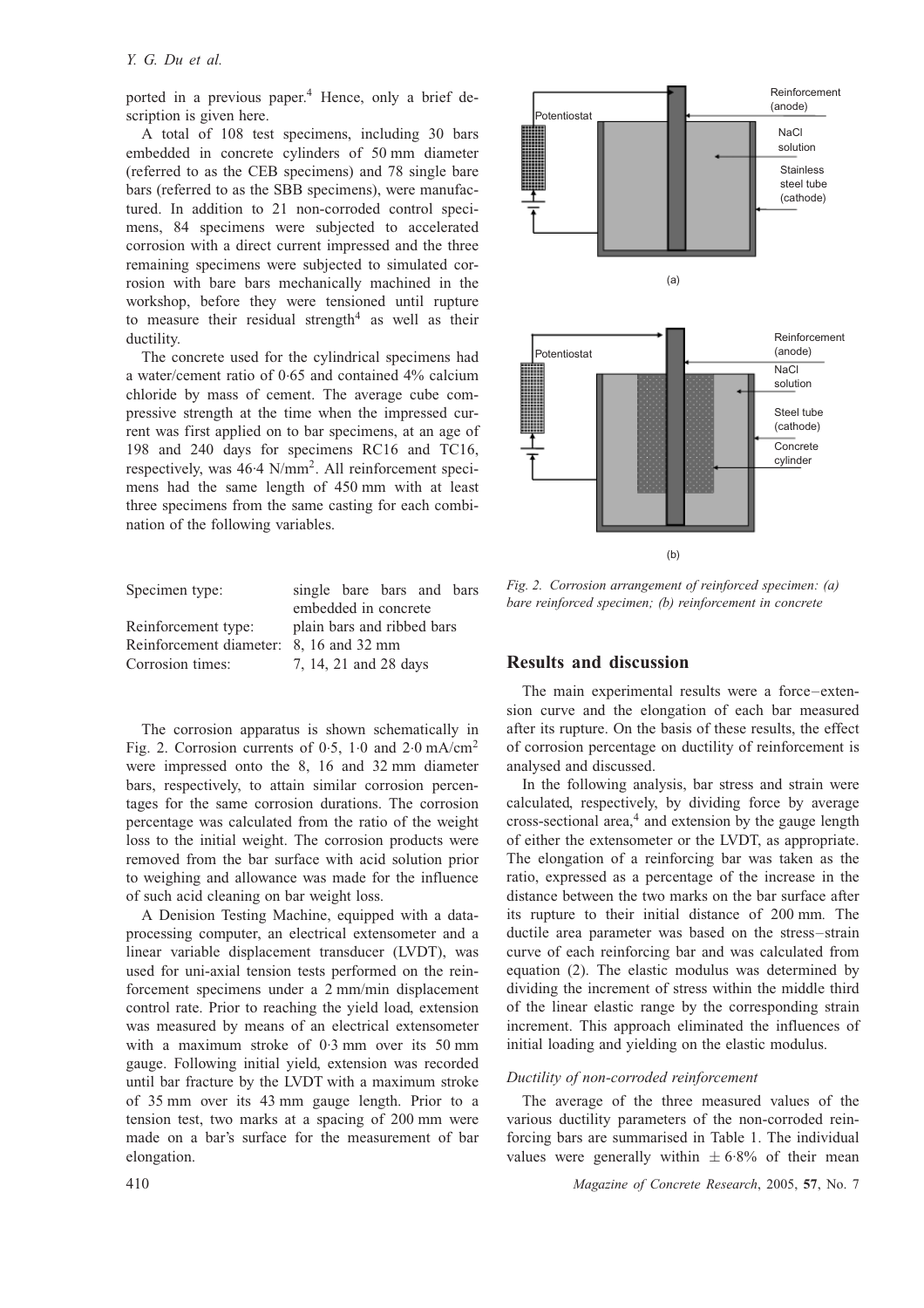ported in a previous paper.[4] Hence, only a brief description is given here.

A total of 108 test specimens, including 30 bars embedded in concrete cylinders of 50 mm diameter (referred to as the CEB specimens) and 78 single bare bars (referred to as the SBB specimens), were manufactured. In addition to 21 non-corroded control specimens, 84 specimens were subjected to accelerated corrosion with a direct current impressed and the three remaining specimens were subjected to simulated corrosion with bare bars mechanically machined in the workshop, before they were tensioned until rupture to measure their residual strength[4] as well as their ductility.

The concrete used for the cylindrical specimens had a water/cement ratio of 0·65 and contained 4% calcium chloride by mass of cement. The average cube compressive strength at the time when the impressed current was first applied on to bar specimens, at an age of 198 and 240 days for specimens RC16 and TC16, respectively, was 46·4 N/mm$^2$. All reinforcement specimens had the same length of 450 mm with at least three specimens from the same casting for each combination of the following variables.

| | |
|---|---|
| Specimen type: | single bare bars and bars embedded in concrete |
| Reinforcement type: | plain bars and ribbed bars |
| Reinforcement diameter: | 8, 16 and 32 mm |
| Corrosion times: | 7, 14, 21 and 28 days |

The corrosion apparatus is shown schematically in Fig. 2. Corrosion currents of 0·5, 1·0 and 2·0 mA/cm$^2$ were impressed onto the 8, 16 and 32 mm diameter bars, respectively, to attain similar corrosion percentages for the same corrosion durations. The corrosion percentage was calculated from the ratio of the weight loss to the initial weight. The corrosion products were removed from the bar surface with acid solution prior to weighing and allowance was made for the influence of such acid cleaning on bar weight loss.

A Denision Testing Machine, equipped with a data-processing computer, an electrical extensometer and a linear variable displacement transducer (LVDT), was used for uni-axial tension tests performed on the reinforcement specimens under a 2 mm/min displacement control rate. Prior to reaching the yield load, extension was measured by means of an electrical extensometer with a maximum stroke of 0·3 mm over its 50 mm gauge. Following initial yield, extension was recorded until bar fracture by the LVDT with a maximum stroke of 35 mm over its 43 mm gauge length. Prior to a tension test, two marks at a spacing of 200 mm were made on a bar's surface for the measurement of bar elongation.

*Fig. 2. Corrosion arrangement of reinforced specimen: (a) bare reinforced specimen; (b) reinforcement in concrete*

## Results and discussion

The main experimental results were a force–extension curve and the elongation of each bar measured after its rupture. On the basis of these results, the effect of corrosion percentage on ductility of reinforcement is analysed and discussed.

In the following analysis, bar stress and strain were calculated, respectively, by dividing force by average cross-sectional area,[4] and extension by the gauge length of either the extensometer or the LVDT, as appropriate. The elongation of a reinforcing bar was taken as the ratio, expressed as a percentage of the increase in the distance between the two marks on the bar surface after its rupture to their initial distance of 200 mm. The ductile area parameter was based on the stress–strain curve of each reinforcing bar and was calculated from equation (2). The elastic modulus was determined by dividing the increment of stress within the middle third of the linear elastic range by the corresponding strain increment. This approach eliminated the influences of initial loading and yielding on the elastic modulus.

### *Ductility of non-corroded reinforcement*

The average of the three measured values of the various ductility parameters of the non-corroded reinforcing bars are summarised in Table 1. The individual values were generally within $\pm$ 6·8% of their mean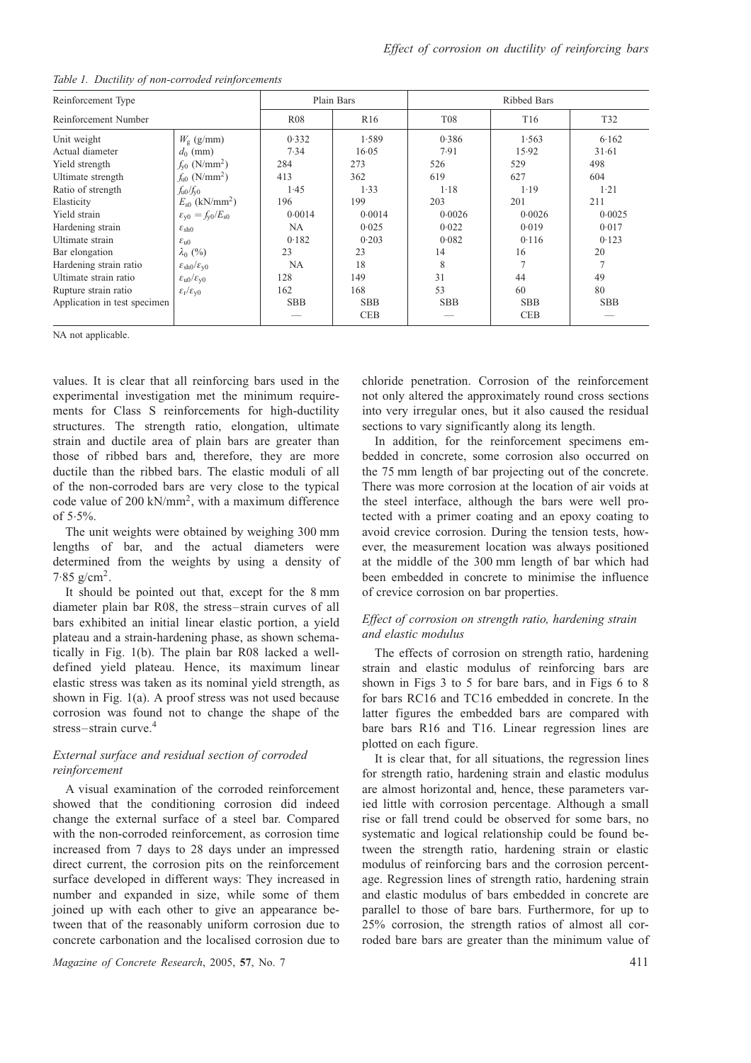*Table 1. Ductility of non-corroded reinforcements*

| Reinforcement Type | | Plain Bars | | Ribbed Bars | | |
|---|---|---|---|---|---|---|
| Reinforcement Number | | R08 | R16 | T08 | T16 | T32 |
| Unit weight | $W_g$ (g/mm) | 0·332 | 1·589 | 0·386 | 1·563 | 6·162 |
| Actual diameter | $d_0$ (mm) | 7·34 | 16·05 | 7·91 | 15·92 | 31·61 |
| Yield strength | $f_{y0}$ (N/mm$^2$) | 284 | 273 | 526 | 529 | 498 |
| Ultimate strength | $f_{u0}$ (N/mm$^2$) | 413 | 362 | 619 | 627 | 604 |
| Ratio of strength | $f_{u0}/f_{y0}$ | 1·45 | 1·33 | 1·18 | 1·19 | 1·21 |
| Elasticity | $E_{s0}$ (kN/mm$^2$) | 196 | 199 | 203 | 201 | 211 |
| Yield strain | $\varepsilon_{y0} = f_{y0}/E_{s0}$ | 0·0014 | 0·0014 | 0·0026 | 0·0026 | 0·0025 |
| Hardening strain | $\varepsilon_{sh0}$ | NA | 0·025 | 0·022 | 0·019 | 0·017 |
| Ultimate strain | $\varepsilon_{u0}$ | 0·182 | 0·203 | 0·082 | 0·116 | 0·123 |
| Bar elongation | $\lambda_0$ (%) | 23 | 23 | 14 | 16 | 20 |
| Hardening strain ratio | $\varepsilon_{sh0}/\varepsilon_{y0}$ | NA | 18 | 8 | 7 | 7 |
| Ultimate strain ratio | $\varepsilon_{u0}/\varepsilon_{y0}$ | 128 | 149 | 31 | 44 | 49 |
| Rupture strain ratio | $\varepsilon_r/\varepsilon_{y0}$ | 162 | 168 | 53 | 60 | 80 |
| Application in test specimen | | SBB | SBB | SBB | SBB | SBB |
| | | — | CEB | — | CEB | — |

NA not applicable.

values. It is clear that all reinforcing bars used in the experimental investigation met the minimum requirements for Class S reinforcements for high-ductility structures. The strength ratio, elongation, ultimate strain and ductile area of plain bars are greater than those of ribbed bars and, therefore, they are more ductile than the ribbed bars. The elastic moduli of all of the non-corroded bars are very close to the typical code value of 200 kN/mm$^2$, with a maximum difference of 5·5%.

The unit weights were obtained by weighing 300 mm lengths of bar, and the actual diameters were determined from the weights by using a density of 7·85 g/cm$^2$.

It should be pointed out that, except for the 8 mm diameter plain bar R08, the stress–strain curves of all bars exhibited an initial linear elastic portion, a yield plateau and a strain-hardening phase, as shown schematically in Fig. 1(b). The plain bar R08 lacked a well-defined yield plateau. Hence, its maximum linear elastic stress was taken as its nominal yield strength, as shown in Fig. 1(a). A proof stress was not used because corrosion was found not to change the shape of the stress–strain curve.[4]

### *External surface and residual section of corroded reinforcement*

A visual examination of the corroded reinforcement showed that the conditioning corrosion did indeed change the external surface of a steel bar. Compared with the non-corroded reinforcement, as corrosion time increased from 7 days to 28 days under an impressed direct current, the corrosion pits on the reinforcement surface developed in different ways: They increased in number and expanded in size, while some of them joined up with each other to give an appearance between that of the reasonably uniform corrosion due to concrete carbonation and the localised corrosion due to chloride penetration. Corrosion of the reinforcement not only altered the approximately round cross sections into very irregular ones, but it also caused the residual sections to vary significantly along its length.

In addition, for the reinforcement specimens embedded in concrete, some corrosion also occurred on the 75 mm length of bar projecting out of the concrete. There was more corrosion at the location of air voids at the steel interface, although the bars were well protected with a primer coating and an epoxy coating to avoid crevice corrosion. During the tension tests, however, the measurement location was always positioned at the middle of the 300 mm length of bar which had been embedded in concrete to minimise the influence of crevice corrosion on bar properties.

### *Effect of corrosion on strength ratio, hardening strain and elastic modulus*

The effects of corrosion on strength ratio, hardening strain and elastic modulus of reinforcing bars are shown in Figs 3 to 5 for bare bars, and in Figs 6 to 8 for bars RC16 and TC16 embedded in concrete. In the latter figures the embedded bars are compared with bare bars R16 and T16. Linear regression lines are plotted on each figure.

It is clear that, for all situations, the regression lines for strength ratio, hardening strain and elastic modulus are almost horizontal and, hence, these parameters varied little with corrosion percentage. Although a small rise or fall trend could be observed for some bars, no systematic and logical relationship could be found between the strength ratio, hardening strain or elastic modulus of reinforcing bars and the corrosion percentage. Regression lines of strength ratio, hardening strain and elastic modulus of bars embedded in concrete are parallel to those of bare bars. Furthermore, for up to 25% corrosion, the strength ratios of almost all corroded bare bars are greater than the minimum value of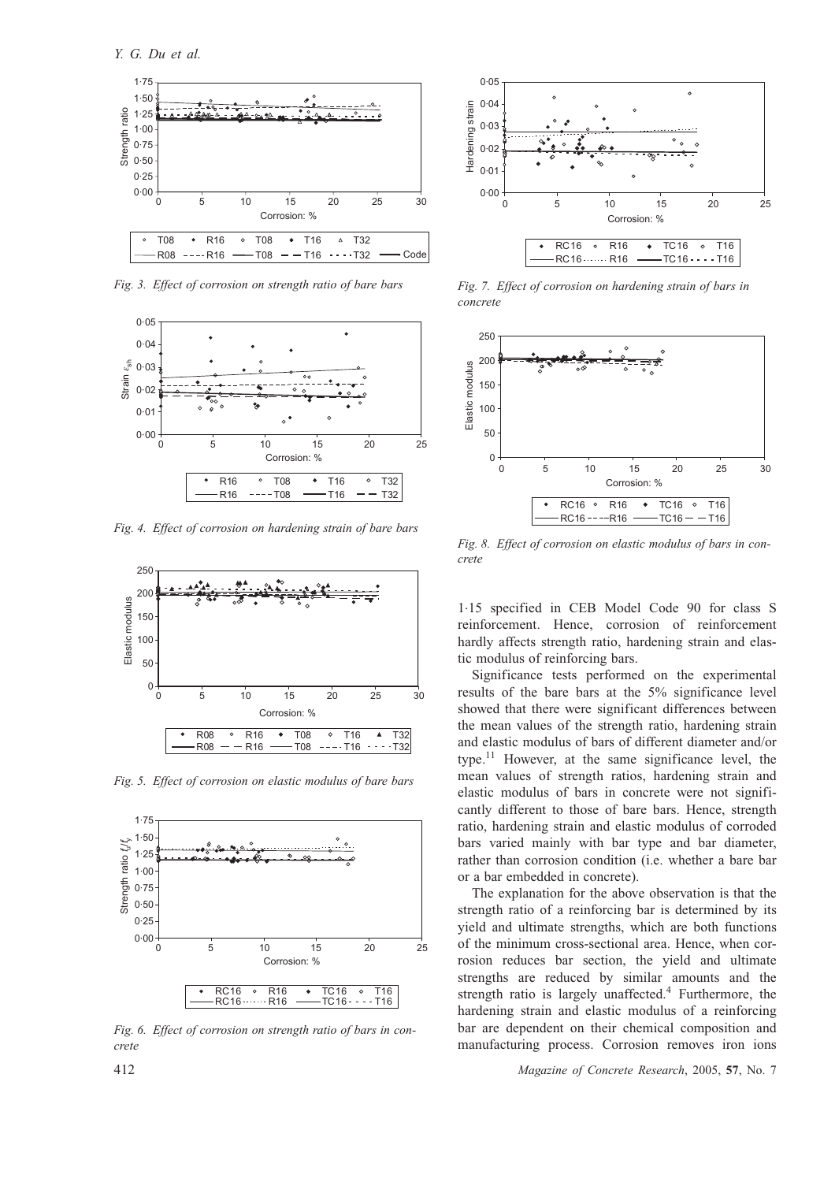*Fig. 3. Effect of corrosion on strength ratio of bare bars*

*Fig. 4. Effect of corrosion on hardening strain of bare bars*

*Fig. 5. Effect of corrosion on elastic modulus of bare bars*

*Fig. 6. Effect of corrosion on strength ratio of bars in concrete*

*Fig. 7. Effect of corrosion on hardening strain of bars in concrete*

*Fig. 8. Effect of corrosion on elastic modulus of bars in concrete*

1·15 specified in CEB Model Code 90 for class S reinforcement. Hence, corrosion of reinforcement hardly affects strength ratio, hardening strain and elastic modulus of reinforcing bars.

Significance tests performed on the experimental results of the bare bars at the 5% significance level showed that there were significant differences between the mean values of the strength ratio, hardening strain and elastic modulus of bars of different diameter and/or type.[11] However, at the same significance level, the mean values of strength ratios, hardening strain and elastic modulus of bars in concrete were not significantly different to those of bare bars. Hence, strength ratio, hardening strain and elastic modulus of corroded bars varied mainly with bar type and bar diameter, rather than corrosion condition (i.e. whether a bare bar or a bar embedded in concrete).

The explanation for the above observation is that the strength ratio of a reinforcing bar is determined by its yield and ultimate strengths, which are both functions of the minimum cross-sectional area. Hence, when corrosion reduces bar section, the yield and ultimate strengths are reduced by similar amounts and the strength ratio is largely unaffected.[4] Furthermore, the hardening strain and elastic modulus of a reinforcing bar are dependent on their chemical composition and manufacturing process. Corrosion removes iron ions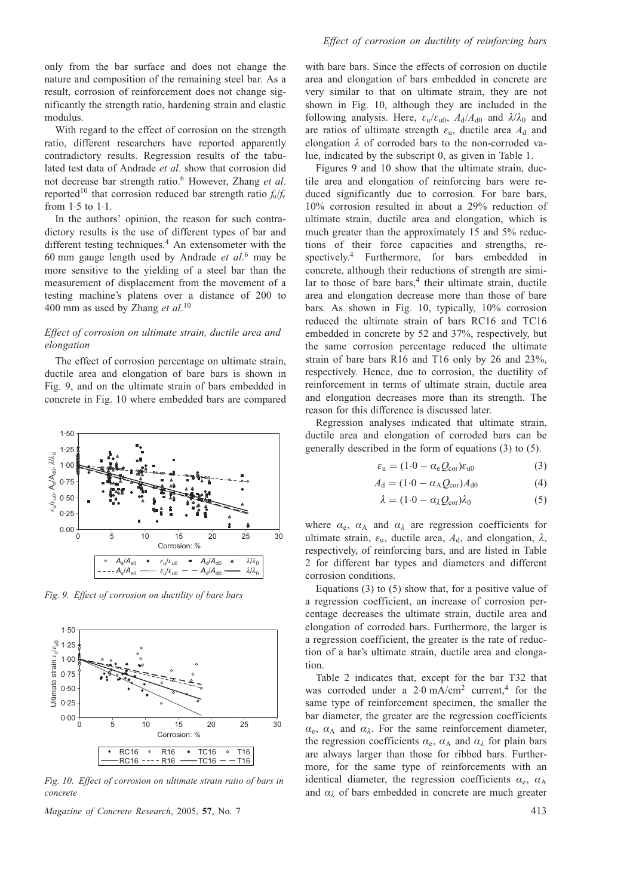only from the bar surface and does not change the nature and composition of the remaining steel bar. As a result, corrosion of reinforcement does not change significantly the strength ratio, hardening strain and elastic modulus.

With regard to the effect of corrosion on the strength ratio, different researchers have reported apparently contradictory results. Regression results of the tabulated test data of Andrade *et al*. show that corrosion did not decrease bar strength ratio.[6] However, Zhang *et al*. reported[10] that corrosion reduced bar strength ratio $f_u/f_y$ from 1·5 to 1·1.

In the authors' opinion, the reason for such contradictory results is the use of different types of bar and different testing techniques.[4] An extensometer with the 60 mm gauge length used by Andrade *et al*.[6] may be more sensitive to the yielding of a steel bar than the measurement of displacement from the movement of a testing machine's platens over a distance of 200 to 400 mm as used by Zhang *et al*.[10]

### *Effect of corrosion on ultimate strain, ductile area and elongation*

The effect of corrosion percentage on ultimate strain, ductile area and elongation of bare bars is shown in Fig. 9, and on the ultimate strain of bars embedded in concrete in Fig. 10 where embedded bars are compared with bare bars. Since the effects of corrosion on ductile area and elongation of bars embedded in concrete are very similar to that on ultimate strain, they are not shown in Fig. 10, although they are included in the following analysis. Here, $\varepsilon_u/\varepsilon_{u0}$, $A_d/A_{d0}$ and $\lambda/\lambda_0$ and are ratios of ultimate strength $\varepsilon_u$, ductile area $A_d$ and elongation $\lambda$ of corroded bars to the non-corroded value, indicated by the subscript 0, as given in Table 1.

Fig. 9. Effect of corrosion on ductility of bare bars

Fig. 10. Effect of corrosion on ultimate strain ratio of bars in concrete

Figures 9 and 10 show that the ultimate strain, ductile area and elongation of reinforcing bars were reduced significantly due to corrosion. For bare bars, 10% corrosion resulted in about a 29% reduction of ultimate strain, ductile area and elongation, which is much greater than the approximately 15 and 5% reductions of their force capacities and strengths, respectively.[4] Furthermore, for bars embedded in concrete, although their reductions of strength are similar to those of bare bars,[4] their ultimate strain, ductile area and elongation decrease more than those of bare bars. As shown in Fig. 10, typically, 10% corrosion reduced the ultimate strain of bars RC16 and TC16 embedded in concrete by 52 and 37%, respectively, but the same corrosion percentage reduced the ultimate strain of bare bars R16 and T16 only by 26 and 23%, respectively. Hence, due to corrosion, the ductility of reinforcement in terms of ultimate strain, ductile area and elongation decreases more than its strength. The reason for this difference is discussed later.

Regression analyses indicated that ultimate strain, ductile area and elongation of corroded bars can be generally described in the form of equations (3) to (5).

$$\varepsilon_u = (1{\cdot}0 - \alpha_e Q_{cor})\varepsilon_{u0} \quad (3)$$

$$A_d = (1{\cdot}0 - \alpha_A Q_{cor})A_{d0} \quad (4)$$

$$\lambda = (1{\cdot}0 - \alpha_\lambda Q_{cor})\lambda_0 \quad (5)$$

where $\alpha_e$, $\alpha_A$ and $\alpha_\lambda$ are regression coefficients for ultimate strain, $\varepsilon_u$, ductile area, $A_d$, and elongation, $\lambda$, respectively, of reinforcing bars, and are listed in Table 2 for different bar types and diameters and different corrosion conditions.

Equations (3) to (5) show that, for a positive value of a regression coefficient, an increase of corrosion percentage decreases the ultimate strain, ductile area and elongation of corroded bars. Furthermore, the larger is a regression coefficient, the greater is the rate of reduction of a bar's ultimate strain, ductile area and elongation.

Table 2 indicates that, except for the bar T32 that was corroded under a 2·0 mA/cm² current,[4] for the same type of reinforcement specimen, the smaller the bar diameter, the greater are the regression coefficients $\alpha_e$, $\alpha_A$ and $\alpha_\lambda$. For the same reinforcement diameter, the regression coefficients $\alpha_e$, $\alpha_A$ and $\alpha_\lambda$ for plain bars are always larger than those for ribbed bars. Furthermore, for the same type of reinforcements with an identical diameter, the regression coefficients $\alpha_e$, $\alpha_A$ and $\alpha_\lambda$ of bars embedded in concrete are much greater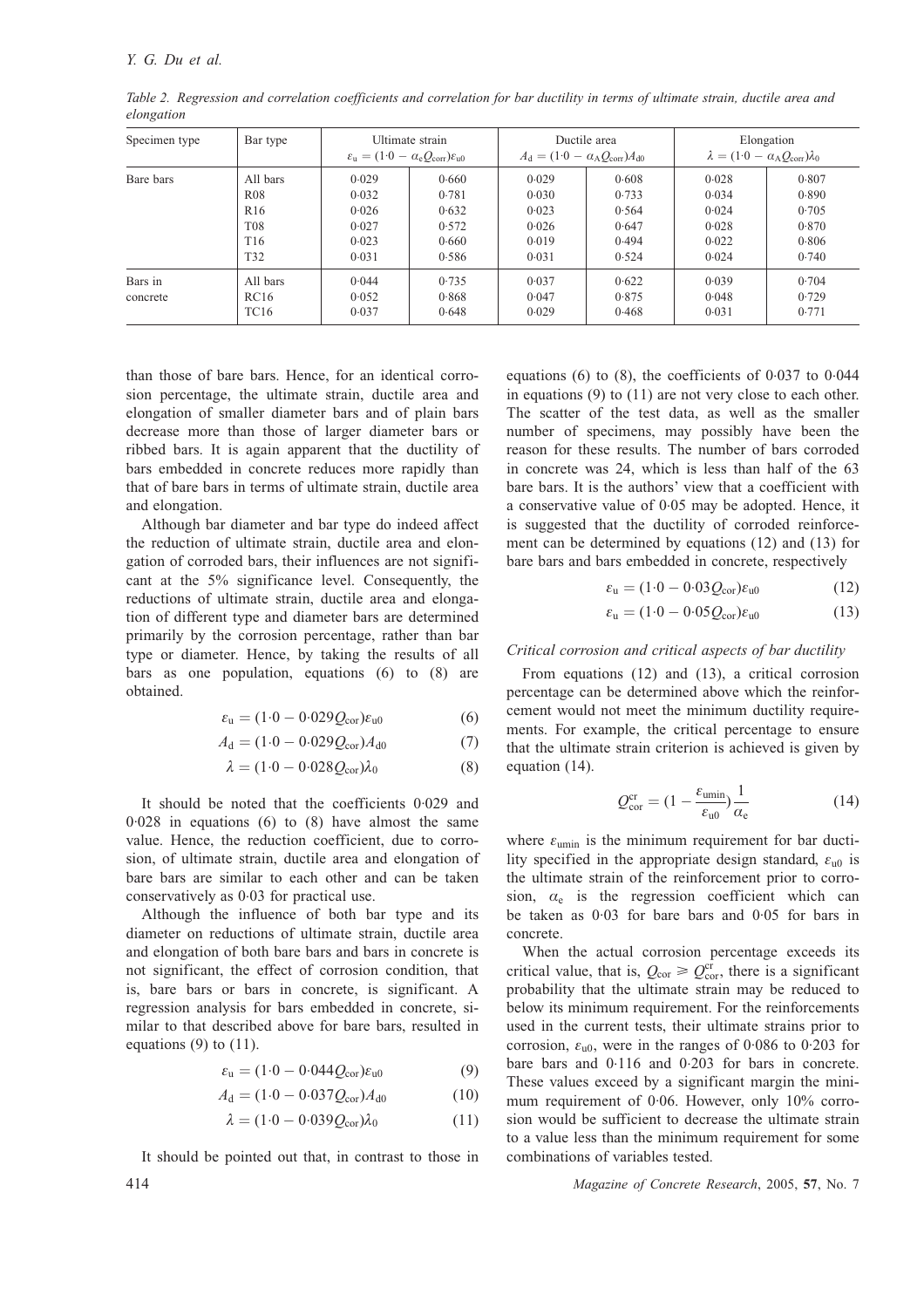Table 2. Regression and correlation coefficients and correlation for bar ductility in terms of ultimate strain, ductile area and elongation

| Specimen type | Bar type | Ultimate strain $\varepsilon_u = (1{\cdot}0 - \alpha_e Q_{corr})\varepsilon_{u0}$ | | Ductile area $A_d = (1{\cdot}0 - \alpha_A Q_{corr})A_{d0}$ | | Elongation $\lambda = (1{\cdot}0 - \alpha_A Q_{corr})\lambda_0$ | |
|---|---|---|---|---|---|---|---|
| Bare bars | All bars | 0·029 | 0·660 | 0·029 | 0·608 | 0·028 | 0·807 |
| | R08 | 0·032 | 0·781 | 0·030 | 0·733 | 0·034 | 0·890 |
| | R16 | 0·026 | 0·632 | 0·023 | 0·564 | 0·024 | 0·705 |
| | T08 | 0·027 | 0·572 | 0·026 | 0·647 | 0·028 | 0·870 |
| | T16 | 0·023 | 0·660 | 0·019 | 0·494 | 0·022 | 0·806 |
| | T32 | 0·031 | 0·586 | 0·031 | 0·524 | 0·024 | 0·740 |
| Bars in concrete | All bars | 0·044 | 0·735 | 0·037 | 0·622 | 0·039 | 0·704 |
| | RC16 | 0·052 | 0·868 | 0·047 | 0·875 | 0·048 | 0·729 |
| | TC16 | 0·037 | 0·648 | 0·029 | 0·468 | 0·031 | 0·771 |

than those of bare bars. Hence, for an identical corrosion percentage, the ultimate strain, ductile area and elongation of smaller diameter bars and of plain bars decrease more than those of larger diameter bars or ribbed bars. It is again apparent that the ductility of bars embedded in concrete reduces more rapidly than that of bare bars in terms of ultimate strain, ductile area and elongation.

Although bar diameter and bar type do indeed affect the reduction of ultimate strain, ductile area and elongation of corroded bars, their influences are not significant at the 5% significance level. Consequently, the reductions of ultimate strain, ductile area and elongation of different type and diameter bars are determined primarily by the corrosion percentage, rather than bar type or diameter. Hence, by taking the results of all bars as one population, equations (6) to (8) are obtained.

$$\varepsilon_u = (1{\cdot}0 - 0{\cdot}029 Q_{cor})\varepsilon_{u0} \tag{6}$$

$$A_d = (1{\cdot}0 - 0{\cdot}029 Q_{cor})A_{d0} \tag{7}$$

$$\lambda = (1{\cdot}0 - 0{\cdot}028 Q_{cor})\lambda_0 \tag{8}$$

It should be noted that the coefficients 0·029 and 0·028 in equations (6) to (8) have almost the same value. Hence, the reduction coefficient, due to corrosion, of ultimate strain, ductile area and elongation of bare bars are similar to each other and can be taken conservatively as 0·03 for practical use.

Although the influence of both bar type and its diameter on reductions of ultimate strain, ductile area and elongation of both bare bars and bars in concrete is not significant, the effect of corrosion condition, that is, bare bars or bars in concrete, is significant. A regression analysis for bars embedded in concrete, similar to that described above for bare bars, resulted in equations (9) to (11).

$$\varepsilon_u = (1{\cdot}0 - 0{\cdot}044 Q_{cor})\varepsilon_{u0} \tag{9}$$

$$A_d = (1{\cdot}0 - 0{\cdot}037 Q_{cor})A_{d0} \tag{10}$$

$$\lambda = (1{\cdot}0 - 0{\cdot}039 Q_{cor})\lambda_0 \tag{11}$$

It should be pointed out that, in contrast to those in equations (6) to (8), the coefficients of 0·037 to 0·044 in equations (9) to (11) are not very close to each other. The scatter of the test data, as well as the smaller number of specimens, may possibly have been the reason for these results. The number of bars corroded in concrete was 24, which is less than half of the 63 bare bars. It is the authors' view that a coefficient with a conservative value of 0·05 may be adopted. Hence, it is suggested that the ductility of corroded reinforcement can be determined by equations (12) and (13) for bare bars and bars embedded in concrete, respectively

$$\varepsilon_u = (1{\cdot}0 - 0{\cdot}03 Q_{cor})\varepsilon_{u0} \tag{12}$$

$$\varepsilon_u = (1{\cdot}0 - 0{\cdot}05 Q_{cor})\varepsilon_{u0} \tag{13}$$

### *Critical corrosion and critical aspects of bar ductility*

From equations (12) and (13), a critical corrosion percentage can be determined above which the reinforcement would not meet the minimum ductility requirements. For example, the critical percentage to ensure that the ultimate strain criterion is achieved is given by equation (14).

$$Q_{cor}^{cr} = \left(1 - \frac{\varepsilon_{umin}}{\varepsilon_{u0}}\right)\frac{1}{\alpha_e} \tag{14}$$

where $\varepsilon_{umin}$ is the minimum requirement for bar ductility specified in the appropriate design standard, $\varepsilon_{u0}$ is the ultimate strain of the reinforcement prior to corrosion, $\alpha_e$ is the regression coefficient which can be taken as 0·03 for bare bars and 0·05 for bars in concrete.

When the actual corrosion percentage exceeds its critical value, that is, $Q_{cor} \geq Q_{cor}^{cr}$, there is a significant probability that the ultimate strain may be reduced to below its minimum requirement. For the reinforcements used in the current tests, their ultimate strains prior to corrosion, $\varepsilon_{u0}$, were in the ranges of 0·086 to 0·203 for bare bars and 0·116 and 0·203 for bars in concrete. These values exceed by a significant margin the minimum requirement of 0·06. However, only 10% corrosion would be sufficient to decrease the ultimate strain to a value less than the minimum requirement for some combinations of variables tested.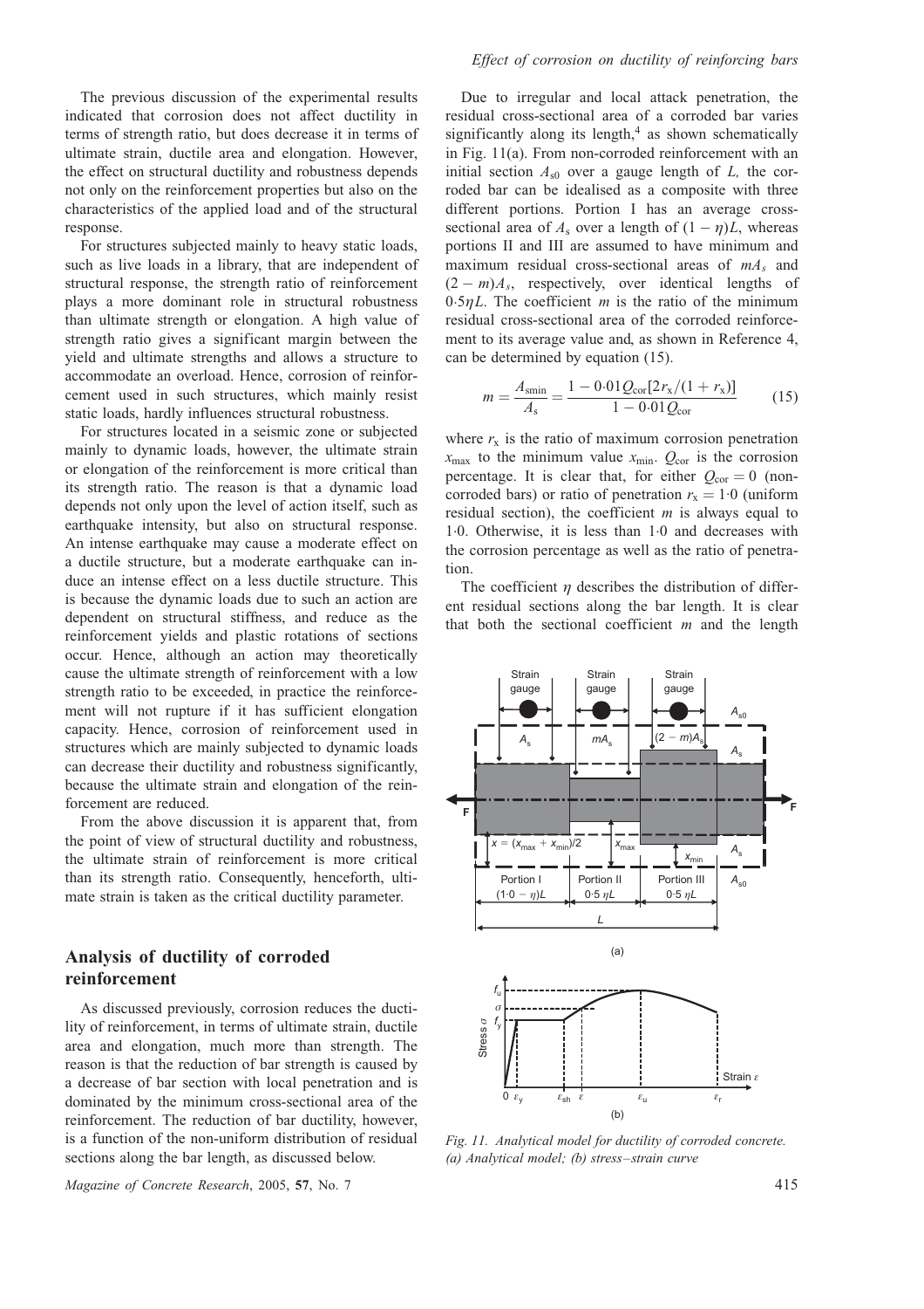The previous discussion of the experimental results indicated that corrosion does not affect ductility in terms of strength ratio, but does decrease it in terms of ultimate strain, ductile area and elongation. However, the effect on structural ductility and robustness depends not only on the reinforcement properties but also on the characteristics of the applied load and of the structural response.

For structures subjected mainly to heavy static loads, such as live loads in a library, that are independent of structural response, the strength ratio of reinforcement plays a more dominant role in structural robustness than ultimate strength or elongation. A high value of strength ratio gives a significant margin between the yield and ultimate strengths and allows a structure to accommodate an overload. Hence, corrosion of reinforcement used in such structures, which mainly resist static loads, hardly influences structural robustness.

For structures located in a seismic zone or subjected mainly to dynamic loads, however, the ultimate strain or elongation of the reinforcement is more critical than its strength ratio. The reason is that a dynamic load depends not only upon the level of action itself, such as earthquake intensity, but also on structural response. An intense earthquake may cause a moderate effect on a ductile structure, but a moderate earthquake can induce an intense effect on a less ductile structure. This is because the dynamic loads due to such an action are dependent on structural stiffness, and reduce as the reinforcement yields and plastic rotations of sections occur. Hence, although an action may theoretically cause the ultimate strength of reinforcement with a low strength ratio to be exceeded, in practice the reinforcement will not rupture if it has sufficient elongation capacity. Hence, corrosion of reinforcement used in structures which are mainly subjected to dynamic loads can decrease their ductility and robustness significantly, because the ultimate strain and elongation of the reinforcement are reduced.

From the above discussion it is apparent that, from the point of view of structural ductility and robustness, the ultimate strain of reinforcement is more critical than its strength ratio. Consequently, henceforth, ultimate strain is taken as the critical ductility parameter.

## Analysis of ductility of corroded reinforcement

As discussed previously, corrosion reduces the ductility of reinforcement, in terms of ultimate strain, ductile area and elongation, much more than strength. The reason is that the reduction of bar strength is caused by a decrease of bar section with local penetration and is dominated by the minimum cross-sectional area of the reinforcement. The reduction of bar ductility, however, is a function of the non-uniform distribution of residual sections along the bar length, as discussed below.

Due to irregular and local attack penetration, the residual cross-sectional area of a corroded bar varies significantly along its length,[4] as shown schematically in Fig. 11(a). From non-corroded reinforcement with an initial section $A_{s0}$ over a gauge length of $L$, the corroded bar can be idealised as a composite with three different portions. Portion I has an average cross-sectional area of $A_s$ over a length of $(1 - \eta)L$, whereas portions II and III are assumed to have minimum and maximum residual cross-sectional areas of $mA_s$ and $(2 - m)A_s$, respectively, over identical lengths of $0{\cdot}5\eta L$. The coefficient $m$ is the ratio of the minimum residual cross-sectional area of the corroded reinforcement to its average value and, as shown in Reference 4, can be determined by equation (15).

$$m = \frac{A_{\mathrm{smin}}}{A_s} = \frac{1 - 0{\cdot}01Q_{\mathrm{cor}}[2r_x/(1 + r_x)]}{1 - 0{\cdot}01Q_{\mathrm{cor}}} \qquad (15)$$

where $r_x$ is the ratio of maximum corrosion penetration $x_{\max}$ to the minimum value $x_{\min}$. $Q_{\mathrm{cor}}$ is the corrosion percentage. It is clear that, for either $Q_{\mathrm{cor}} = 0$ (non-corroded bars) or ratio of penetration $r_x = 1{\cdot}0$ (uniform residual section), the coefficient $m$ is always equal to 1·0. Otherwise, it is less than 1·0 and decreases with the corrosion percentage as well as the ratio of penetration.

The coefficient $\eta$ describes the distribution of different residual sections along the bar length. It is clear that both the sectional coefficient $m$ and the length

Strain gauge
Strain gauge
Strain gauge
$A_{s0}$
$A_s$
$mA_s$
$(2 - m)A_s$
$A_s$
F
F
$x = (x_{\max} + x_{\min})/2$
$x_{\max}$
$x_{\min}$
$A_s$
$A_{s0}$
Portion I
$(1{\cdot}0 - \eta)L$
Portion II
$0{\cdot}5\,\eta L$
Portion III
$0{\cdot}5\,\eta L$
$L$
(a)

$f_u$
$\sigma$
$f_y$
Stress $\sigma$
Strain $\varepsilon$
0 $\varepsilon_y$
$\varepsilon_{sh}$
$\varepsilon$
$\varepsilon_u$
$\varepsilon_r$
(b)

*Fig. 11. Analytical model for ductility of corroded concrete. (a) Analytical model; (b) stress–strain curve*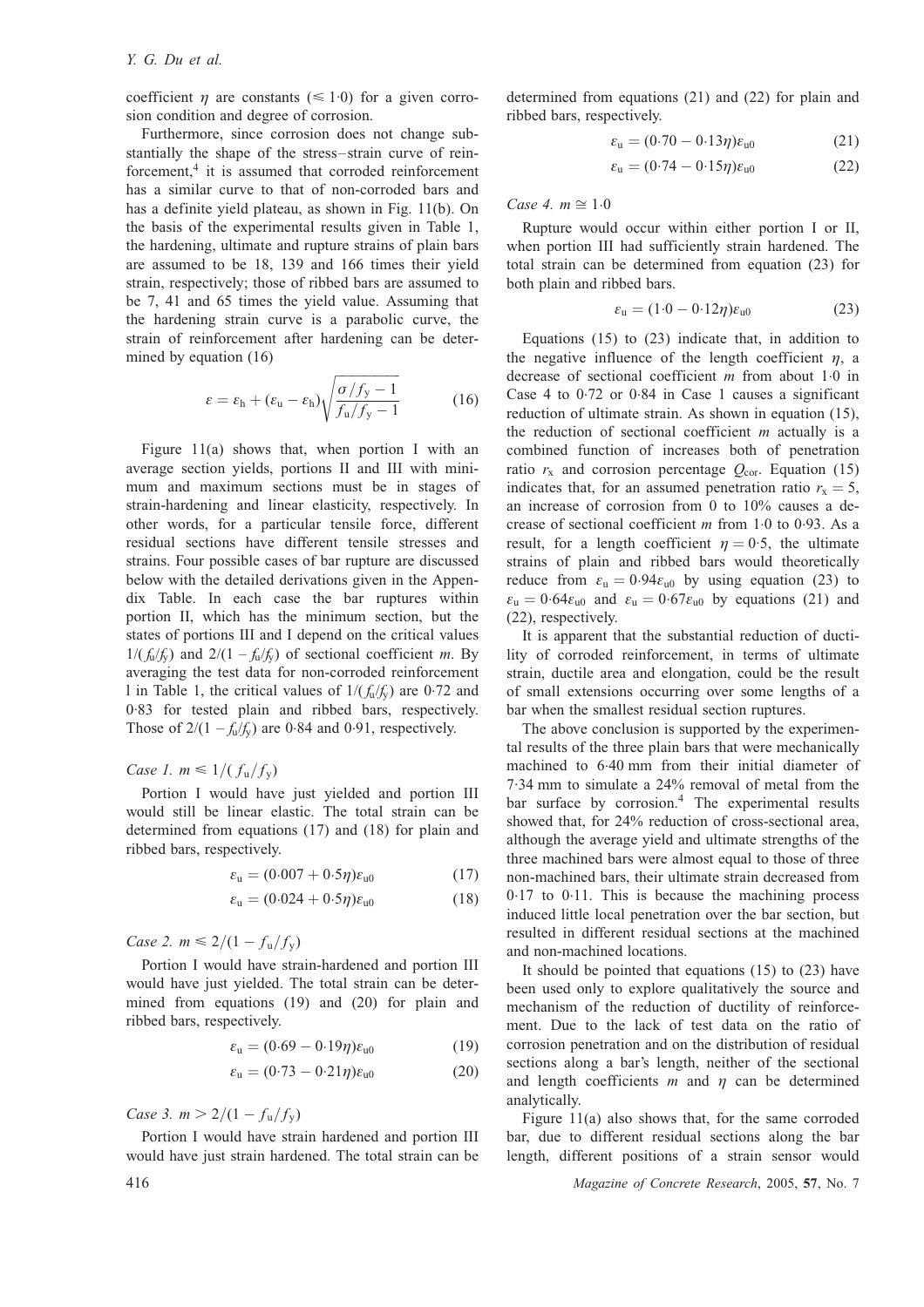coefficient $\eta$ are constants ($\leqslant 1{\cdot}0$) for a given corrosion condition and degree of corrosion.

Furthermore, since corrosion does not change substantially the shape of the stress–strain curve of reinforcement,[4] it is assumed that corroded reinforcement has a similar curve to that of non-corroded bars and has a definite yield plateau, as shown in Fig. 11(b). On the basis of the experimental results given in Table 1, the hardening, ultimate and rupture strains of plain bars are assumed to be 18, 139 and 166 times their yield strain, respectively; those of ribbed bars are assumed to be 7, 41 and 65 times the yield value. Assuming that the hardening strain curve is a parabolic curve, the strain of reinforcement after hardening can be determined by equation (16)

$$\varepsilon = \varepsilon_h + (\varepsilon_u - \varepsilon_h)\sqrt{\frac{\sigma/f_y - 1}{f_u/f_y - 1}} \qquad (16)$$

Figure 11(a) shows that, when portion I with an average section yields, portions II and III with minimum and maximum sections must be in stages of strain-hardening and linear elasticity, respectively. In other words, for a particular tensile force, different residual sections have different tensile stresses and strains. Four possible cases of bar rupture are discussed below with the detailed derivations given in the Appendix Table. In each case the bar ruptures within portion II, which has the minimum section, but the states of portions III and I depend on the critical values $1/(f_u/f_y)$ and $2/(1 - f_u/f_y)$ of sectional coefficient $m$. By averaging the test data for non-corroded reinforcement l in Table 1, the critical values of $1/(f_u/f_y)$ are 0·72 and 0·83 for tested plain and ribbed bars, respectively. Those of $2/(1 - f_u/f_y)$ are 0·84 and 0·91, respectively.

*Case 1.* $m \leqslant 1/(f_u/f_y)$

Portion I would have just yielded and portion III would still be linear elastic. The total strain can be determined from equations (17) and (18) for plain and ribbed bars, respectively.

$$\varepsilon_u = (0{\cdot}007 + 0{\cdot}5\eta)\varepsilon_{u0} \qquad (17)$$

$$\varepsilon_u = (0{\cdot}024 + 0{\cdot}5\eta)\varepsilon_{u0} \qquad (18)$$

*Case 2.* $m \leqslant 2/(1 - f_u/f_y)$

Portion I would have strain-hardened and portion III would have just yielded. The total strain can be determined from equations (19) and (20) for plain and ribbed bars, respectively.

$$\varepsilon_u = (0{\cdot}69 - 0{\cdot}19\eta)\varepsilon_{u0} \qquad (19)$$

$$\varepsilon_u = (0{\cdot}73 - 0{\cdot}21\eta)\varepsilon_{u0} \qquad (20)$$

*Case 3.* $m > 2/(1 - f_u/f_y)$

Portion I would have strain hardened and portion III would have just strain hardened. The total strain can be determined from equations (21) and (22) for plain and ribbed bars, respectively.

$$\varepsilon_u = (0{\cdot}70 - 0{\cdot}13\eta)\varepsilon_{u0} \qquad (21)$$

$$\varepsilon_u = (0{\cdot}74 - 0{\cdot}15\eta)\varepsilon_{u0} \qquad (22)$$

*Case 4.* $m \cong 1{\cdot}0$

Rupture would occur within either portion I or II, when portion III had sufficiently strain hardened. The total strain can be determined from equation (23) for both plain and ribbed bars.

$$\varepsilon_u = (1{\cdot}0 - 0{\cdot}12\eta)\varepsilon_{u0} \qquad (23)$$

Equations (15) to (23) indicate that, in addition to the negative influence of the length coefficient $\eta$, a decrease of sectional coefficient $m$ from about 1·0 in Case 4 to 0·72 or 0·84 in Case 1 causes a significant reduction of ultimate strain. As shown in equation (15), the reduction of sectional coefficient $m$ actually is a combined function of increases both of penetration ratio $r_x$ and corrosion percentage $Q_{cor}$. Equation (15) indicates that, for an assumed penetration ratio $r_x = 5$, an increase of corrosion from 0 to 10% causes a decrease of sectional coefficient $m$ from 1·0 to 0·93. As a result, for a length coefficient $\eta = 0{\cdot}5$, the ultimate strains of plain and ribbed bars would theoretically reduce from $\varepsilon_u = 0{\cdot}94\varepsilon_{u0}$ by using equation (23) to $\varepsilon_u = 0{\cdot}64\varepsilon_{u0}$ and $\varepsilon_u = 0{\cdot}67\varepsilon_{u0}$ by equations (21) and (22), respectively.

It is apparent that the substantial reduction of ductility of corroded reinforcement, in terms of ultimate strain, ductile area and elongation, could be the result of small extensions occurring over some lengths of a bar when the smallest residual section ruptures.

The above conclusion is supported by the experimental results of the three plain bars that were mechanically machined to 6·40 mm from their initial diameter of 7·34 mm to simulate a 24% removal of metal from the bar surface by corrosion.[4] The experimental results showed that, for 24% reduction of cross-sectional area, although the average yield and ultimate strengths of the three machined bars were almost equal to those of three non-machined bars, their ultimate strain decreased from 0·17 to 0·11. This is because the machining process induced little local penetration over the bar section, but resulted in different residual sections at the machined and non-machined locations.

It should be pointed that equations (15) to (23) have been used only to explore qualitatively the source and mechanism of the reduction of ductility of reinforcement. Due to the lack of test data on the ratio of corrosion penetration and on the distribution of residual sections along a bar's length, neither of the sectional and length coefficients $m$ and $\eta$ can be determined analytically.

Figure 11(a) also shows that, for the same corroded bar, due to different residual sections along the bar length, different positions of a strain sensor would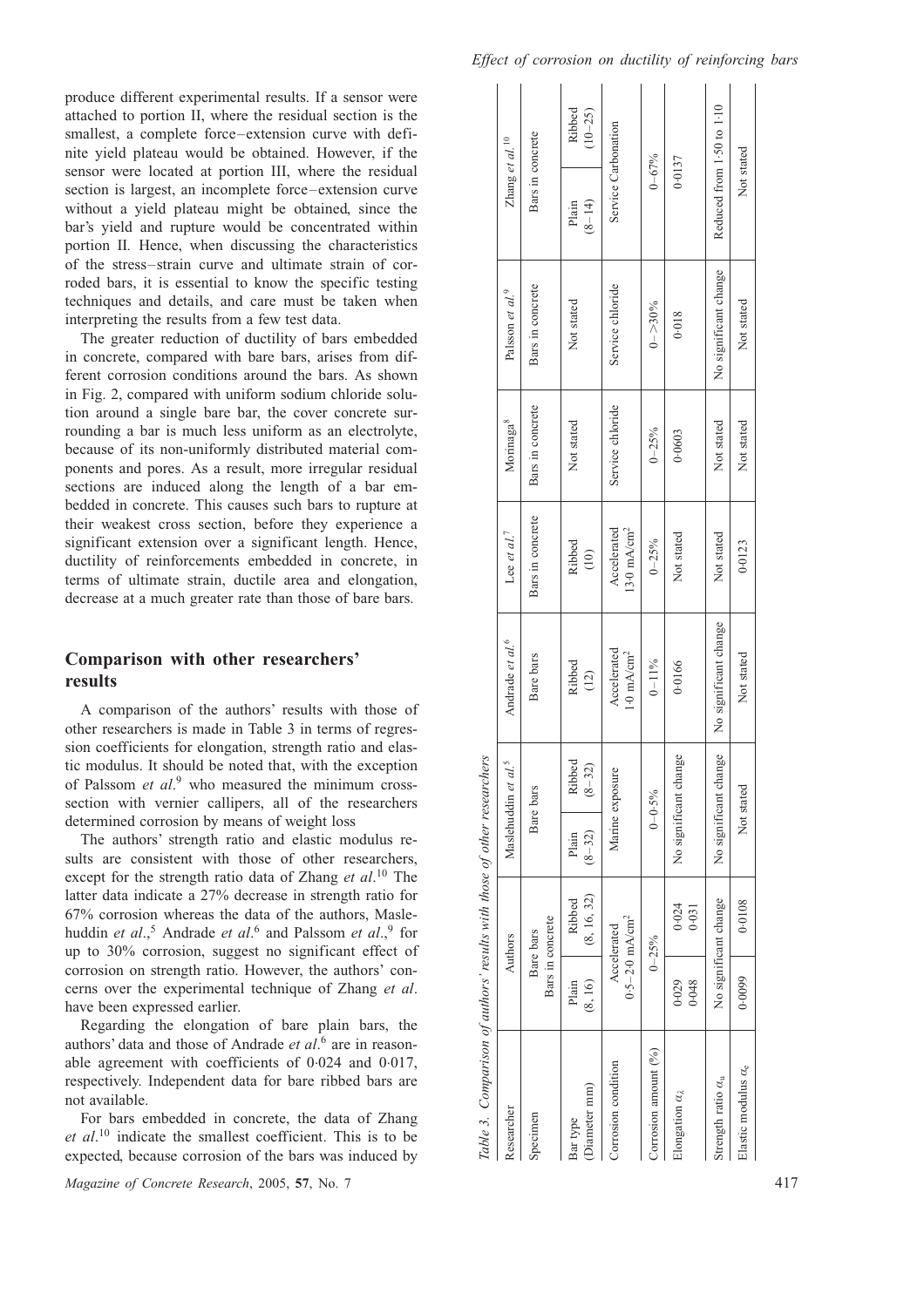produce different experimental results. If a sensor were attached to portion II, where the residual section is the smallest, a complete force–extension curve with definite yield plateau would be obtained. However, if the sensor were located at portion III, where the residual section is largest, an incomplete force–extension curve without a yield plateau might be obtained, since the bar's yield and rupture would be concentrated within portion II. Hence, when discussing the characteristics of the stress–strain curve and ultimate strain of corroded bars, it is essential to know the specific testing techniques and details, and care must be taken when interpreting the results from a few test data.

The greater reduction of ductility of bars embedded in concrete, compared with bare bars, arises from different corrosion conditions around the bars. As shown in Fig. 2, compared with uniform sodium chloride solution around a single bare bar, the cover concrete surrounding a bar is much less uniform as an electrolyte, because of its non-uniformly distributed material components and pores. As a result, more irregular residual sections are induced along the length of a bar embedded in concrete. This causes such bars to rupture at their weakest cross section, before they experience a significant extension over a significant length. Hence, ductility of reinforcements embedded in concrete, in terms of ultimate strain, ductile area and elongation, decrease at a much greater rate than those of bare bars.

## Comparison with other researchers' results

A comparison of the authors' results with those of other researchers is made in Table 3 in terms of regression coefficients for elongation, strength ratio and elastic modulus. It should be noted that, with the exception of Palssom *et al*.[9] who measured the minimum cross-section with vernier callipers, all of the researchers determined corrosion by means of weight loss

The authors' strength ratio and elastic modulus results are consistent with those of other researchers, except for the strength ratio data of Zhang *et al*.[10] The latter data indicate a 27% decrease in strength ratio for 67% corrosion whereas the data of the authors, Maslehuddin *et al*.,[5] Andrade *et al*.[6] and Palssom *et al*.,[9] for up to 30% corrosion, suggest no significant effect of corrosion on strength ratio. However, the authors' concerns over the experimental technique of Zhang *et al*. have been expressed earlier.

Regarding the elongation of bare plain bars, the authors' data and those of Andrade *et al*.[6] are in reasonable agreement with coefficients of 0·024 and 0·017, respectively. Independent data for bare ribbed bars are not available.

For bars embedded in concrete, the data of Zhang *et al*.[10] indicate the smallest coefficient. This is to be expected, because corrosion of the bars was induced by

Table 3. Comparison of authors' results with those of other researchers

| Researcher | Authors | | Maslehuddin *et al*.[5] | | Andrade *et al*.[6] | Lee *et al*.[7] | Morinaga[8] | Palsson *et al*.[9] | Zhang *et al*.[10] | |
|---|---|---|---|---|---|---|---|---|---|---|
| Specimen | Bare bars / Bars in concrete | | Bare bars | | Bare bars | Bars in concrete | Bars in concrete | Bars in concrete | Bars in concrete | |
| Bar type (Diameter mm) | Plain (8, 16) | Ribbed (8, 16, 32) | Plain (8–32) | Ribbed (8–32) | Ribbed (12) | Ribbed (10) | Not stated | Not stated | Plain (8–14) | Ribbed (10–25) |
| Corrosion condition | Accelerated 0·5–2·0 mA/cm$^2$ | | Marine exposure | | Accelerated 1·0 mA/cm$^2$ | Accelerated 13·0 mA/cm$^2$ | Service chloride | Service chloride | Service Carbonation | |
| Corrosion amount (%) | 0–25% | | 0–0·5% | | 0–11% | 0–25% | 0–25% | 0–>30% | 0–67% | |
| Elongation $\alpha_\lambda$ | 0·029 / 0·048 | 0·024 / 0·031 | No significant change | | 0·0166 | Not stated | 0·0603 | 0·018 | 0·0137 | |
| Strength ratio $\alpha_u$ | No significant change | | No significant change | | No significant change | Not stated | Not stated | No significant change | Reduced from 1·50 to 1·10 | |
| Elastic modulus $\alpha_e$ | 0·0099 | 0·0108 | Not stated | | Not stated | 0·0123 | Not stated | Not stated | Not stated | |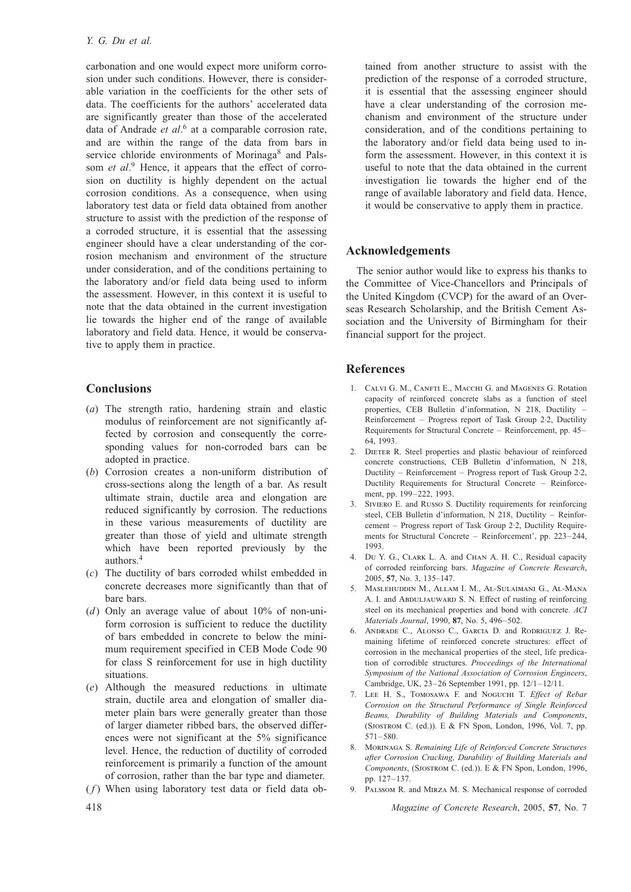carbonation and one would expect more uniform corrosion under such conditions. However, there is considerable variation in the coefficients for the other sets of data. The coefficients for the authors' accelerated data are significantly greater than those of the accelerated data of Andrade *et al*.[6] at a comparable corrosion rate, and are within the range of the data from bars in service chloride environments of Morinaga[8] and Palssom *et al*.[9] Hence, it appears that the effect of corrosion on ductility is highly dependent on the actual corrosion conditions. As a consequence, when using laboratory test data or field data obtained from another structure to assist with the prediction of the response of a corroded structure, it is essential that the assessing engineer should have a clear understanding of the corrosion mechanism and environment of the structure under consideration, and of the conditions pertaining to the laboratory and/or field data being used to inform the assessment. However, in this context it is useful to note that the data obtained in the current investigation lie towards the higher end of the range of available laboratory and field data. Hence, it would be conservative to apply them in practice.

## Conclusions

(*a*) The strength ratio, hardening strain and elastic modulus of reinforcement are not significantly affected by corrosion and consequently the corresponding values for non-corroded bars can be adopted in practice.

(*b*) Corrosion creates a non-uniform distribution of cross-sections along the length of a bar. As result ultimate strain, ductile area and elongation are reduced significantly by corrosion. The reductions in these various measurements of ductility are greater than those of yield and ultimate strength which have been reported previously by the authors.[4]

(*c*) The ductility of bars corroded whilst embedded in concrete decreases more significantly than that of bare bars.

(*d*) Only an average value of about 10% of non-uniform corrosion is sufficient to reduce the ductility of bars embedded in concrete to below the minimum requirement specified in CEB Mode Code 90 for class S reinforcement for use in high ductility situations.

(*e*) Although the measured reductions in ultimate strain, ductile area and elongation of smaller diameter plain bars were generally greater than those of larger diameter ribbed bars, the observed differences were not significant at the 5% significance level. Hence, the reduction of ductility of corroded reinforcement is primarily a function of the amount of corrosion, rather than the bar type and diameter.

(*f*) When using laboratory test data or field data obtained from another structure to assist with the prediction of the response of a corroded structure, it is essential that the assessing engineer should have a clear understanding of the corrosion mechanism and environment of the structure under consideration, and of the conditions pertaining to the laboratory and/or field data being used to inform the assessment. However, in this context it is useful to note that the data obtained in the current investigation lie towards the higher end of the range of available laboratory and field data. Hence, it would be conservative to apply them in practice.

## Acknowledgements

The senior author would like to express his thanks to the Committee of Vice-Chancellors and Principals of the United Kingdom (CVCP) for the award of an Overseas Research Scholarship, and the British Cement Association and the University of Birmingham for their financial support for the project.

## References

1. Calvi G. M., Canfti E., Macchi G. and Magenes G. Rotation capacity of reinforced concrete slabs as a function of steel properties, CEB Bulletin d'information, N 218, Ductility – Reinforcement – Progress report of Task Group 2·2, Ductility Requirements for Structural Concrete – Reinforcement, pp. 45–64, 1993.
2. Dieter R. Steel properties and plastic behaviour of reinforced concrete constructions, CEB Bulletin d'information, N 218, Ductility – Reinforcement – Progress report of Task Group 2·2, Ductility Requirements for Structural Concrete – Reinforcement, pp. 199–222, 1993.
3. Siviero E. and Russo S. Ductility requirements for reinforcing steel, CEB Bulletin d'information, N 218, Ductility – Reinforcement – Progress report of Task Group 2·2, Ductility Requirements for Structural Concrete – Reinforcement', pp. 223–244, 1993.
4. Du Y. G., Clark L. A. and Chan A. H. C., Residual capacity of corroded reinforcing bars. *Magazine of Concrete Research*, 2005, **57**, No. 3, 135–147.
5. Maslehuddin M., Allam I. M., Al-Sulaimani G., Al-Mana A. I. and Abduljauward S. N. Effect of rusting of reinforcing steel on its mechanical properties and bond with concrete. *ACI Materials Journal*, 1990, **87**, No. 5, 496–502.
6. Andrade C., Alonso C., Garcia D. and Rodriguez J. Remaining lifetime of reinforced concrete structures: effect of corrosion in the mechanical properties of the steel, life predication of corrodible structures. *Proceedings of the International Symposium of the National Association of Corrosion Engineers*, Cambridge, UK, 23–26 September 1991, pp. 12/1–12/11.
7. Lee H. S., Tomosawa F. and Noguchi T. *Effect of Rebar Corrosion on the Structural Performance of Single Reinforced Beams, Durability of Building Materials and Components*, (Sjostrom C. (ed.)). E & FN Spon, London, 1996, Vol. 7, pp. 571–580.
8. Morinaga S. *Remaining Life of Reinforced Concrete Structures after Corrosion Cracking, Durability of Building Materials and Components*, (Sjostrom C. (ed.)). E & FN Spon, London, 1996, pp. 127–137.
9. Palssom R. and Mirza M. S. Mechanical response of corroded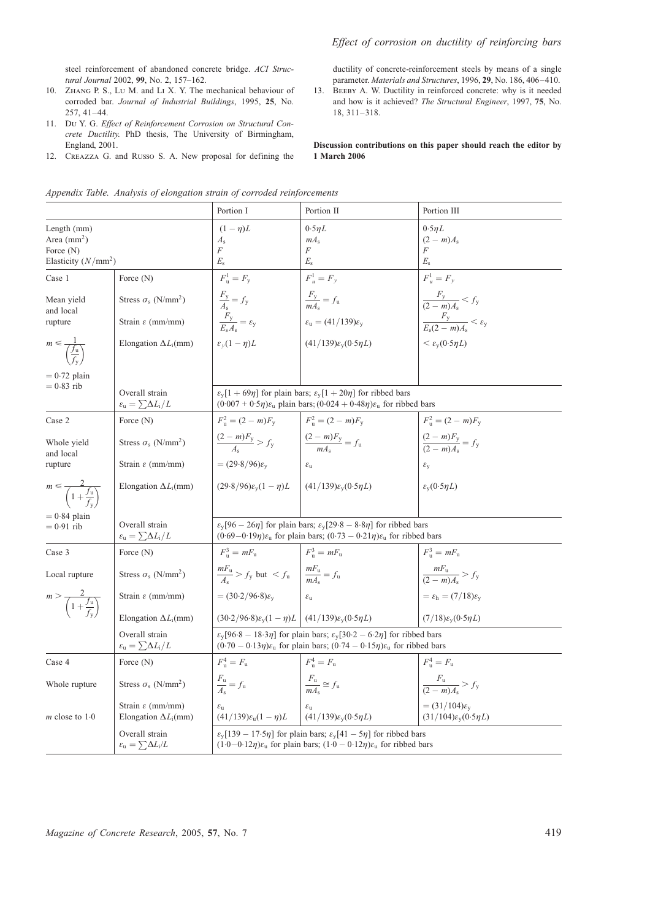steel reinforcement of abandoned concrete bridge. *ACI Structural Journal* 2002, **99**, No. 2, 157–162.

10. Zhang P. S., Lu M. and Li X. Y. The mechanical behaviour of corroded bar. *Journal of Industrial Buildings*, 1995, **25**, No. 257, 41–44.
11. Du Y. G. *Effect of Reinforcement Corrosion on Structural Concrete Ductility.* PhD thesis, The University of Birmingham, England, 2001.
12. Creazza G. and Russo S. A. New proposal for defining the ductility of concrete-reinforcement steels by means of a single parameter. *Materials and Structures*, 1996, **29**, No. 186, 406–410.
13. Beeby A. W. Ductility in reinforced concrete: why is it needed and how is it achieved? *The Structural Engineer*, 1997, **75**, No. 18, 311–318.

**Discussion contributions on this paper should reach the editor by 1 March 2006**

*Appendix Table. Analysis of elongation strain of corroded reinforcements*

| | | Portion I | Portion II | Portion III |
|---|---|---|---|---|
| Length (mm)<br>Area (mm$^2$)<br>Force (N)<br>Elasticity ($N$/mm$^2$) | | $(1-\eta)L$<br>$A_s$<br>$F$<br>$E_s$ | $0{\cdot}5\eta L$<br>$mA_s$<br>$F$<br>$E_s$ | $0{\cdot}5\eta L$<br>$(2-m)A_s$<br>$F$<br>$E_s$ |
| Case 1 | Force (N) | $F_u^1 = F_y$ | $F_u^1 = F_y$ | $F_u^1 = F_y$ |
| Mean yield and local rupture | Stress $\sigma_s$ (N/mm$^2$) | $\frac{F_y}{A_s} = f_y$ | $\frac{F_y}{mA_s} = f_u$ | $\frac{F_y}{(2-m)A_s} < f_y$ |
| | Strain $\varepsilon$ (mm/mm) | $\frac{F_y}{E_s A_s} = \varepsilon_y$ | $\varepsilon_u = (41/139)\varepsilon_y$ | $\frac{F_y}{E_s(2-m)A_s} < \varepsilon_y$ |
| $m \leqslant \frac{1}{\left(\frac{f_u}{f_y}\right)}$<br>$= 0{\cdot}72$ plain<br>$= 0{\cdot}83$ rib | Elongation $\Delta L_i$(mm) | $\varepsilon_y(1-\eta)L$ | $(41/139)\varepsilon_y(0{\cdot}5\eta L)$ | $< \varepsilon_y(0{\cdot}5\eta L)$ |
| | Overall strain<br>$\varepsilon_u = \sum\Delta L_i/L$ | $\varepsilon_y[1+69\eta]$ for plain bars; $\varepsilon_y[1+20\eta]$ for ribbed bars<br>$(0{\cdot}007+0{\cdot}5\eta)\varepsilon_u$ plain bars; $(0{\cdot}024+0{\cdot}48\eta)\varepsilon_u$ for ribbed bars | | |
| Case 2 | Force (N) | $F_u^2 = (2-m)F_y$ | $F_u^2 = (2-m)F_y$ | $F_u^2 = (2-m)F_y$ |
| Whole yield and local rupture | Stress $\sigma_s$ (N/mm$^2$) | $\frac{(2-m)F_y}{A_s} > f_y$ | $\frac{(2-m)F_y}{mA_s} = f_u$ | $\frac{(2-m)F_y}{(2-m)A_s} = f_y$ |
| | Strain $\varepsilon$ (mm/mm) | $= (29{\cdot}8/96)\varepsilon_y$ | $\varepsilon_u$ | $\varepsilon_y$ |
| $m \leqslant \frac{2}{\left(1+\frac{f_u}{f_y}\right)}$<br>$= 0{\cdot}84$ plain<br>$= 0{\cdot}91$ rib | Elongation $\Delta L_i$(mm) | $(29{\cdot}8/96)\varepsilon_y(1-\eta)L$ | $(41/139)\varepsilon_y(0{\cdot}5\eta L)$ | $\varepsilon_y(0{\cdot}5\eta L)$ |
| | Overall strain<br>$\varepsilon_u = \sum\Delta L_i/L$ | $\varepsilon_y[96-26\eta]$ for plain bars; $\varepsilon_y[29{\cdot}8-8{\cdot}8\eta]$ for ribbed bars<br>$(0{\cdot}69-0{\cdot}19\eta)\varepsilon_u$ for plain bars; $(0{\cdot}73-0{\cdot}21\eta)\varepsilon_u$ for ribbed bars | | |
| Case 3 | Force (N) | $F_u^3 = mF_u$ | $F_u^3 = mF_u$ | $F_u^3 = mF_u$ |
| Local rupture | Stress $\sigma_s$ (N/mm$^2$) | $\frac{mF_u}{A_s} > f_y$ but $< f_u$ | $\frac{mF_u}{mA_s} = f_u$ | $\frac{mF_u}{(2-m)A_s} > f_y$ |
| $m > \frac{2}{\left(1+\frac{f_u}{f_y}\right)}$ | Strain $\varepsilon$ (mm/mm) | $= (30{\cdot}2/96{\cdot}8)\varepsilon_y$ | $\varepsilon_u$ | $= \varepsilon_h = (7/18)\varepsilon_y$ |
| | Elongation $\Delta L_i$(mm) | $(30{\cdot}2/96{\cdot}8)\varepsilon_y(1-\eta)L$ | $(41/139)\varepsilon_y(0{\cdot}5\eta L)$ | $(7/18)\varepsilon_y(0{\cdot}5\eta L)$ |
| | Overall strain<br>$\varepsilon_u = \sum\Delta L_i/L$ | $\varepsilon_y[96{\cdot}8-18{\cdot}3\eta]$ for plain bars; $\varepsilon_y[30{\cdot}2-6{\cdot}2\eta]$ for ribbed bars<br>$(0{\cdot}70-0{\cdot}13\eta)\varepsilon_u$ for plain bars; $(0{\cdot}74-0{\cdot}15\eta)\varepsilon_u$ for ribbed bars | | |
| Case 4 | Force (N) | $F_u^4 = F_u$ | $F_u^4 = F_u$ | $F_u^4 = F_u$ |
| Whole rupture | Stress $\sigma_s$ (N/mm$^2$) | $\frac{F_u}{A_s} = f_u$ | $\frac{F_u}{mA_s} \cong f_u$ | $\frac{F_u}{(2-m)A_s} > f_y$ |
| $m$ close to $1{\cdot}0$ | Strain $\varepsilon$ (mm/mm)<br>Elongation $\Delta L_i$(mm) | $\varepsilon_u$<br>$(41/139)\varepsilon_u(1-\eta)L$ | $\varepsilon_u$<br>$(41/139)\varepsilon_y(0{\cdot}5\eta L)$ | $= (31/104)\varepsilon_y$<br>$(31/104)\varepsilon_y(0{\cdot}5\eta L)$ |
| | Overall strain<br>$\varepsilon_u = \sum\Delta L_i/L$ | $\varepsilon_y[139-17{\cdot}5\eta]$ for plain bars; $\varepsilon_y[41-5\eta]$ for ribbed bars<br>$(1{\cdot}0-0{\cdot}12\eta)\varepsilon_u$ for plain bars; $(1{\cdot}0-0{\cdot}12\eta)\varepsilon_u$ for ribbed bars | | |